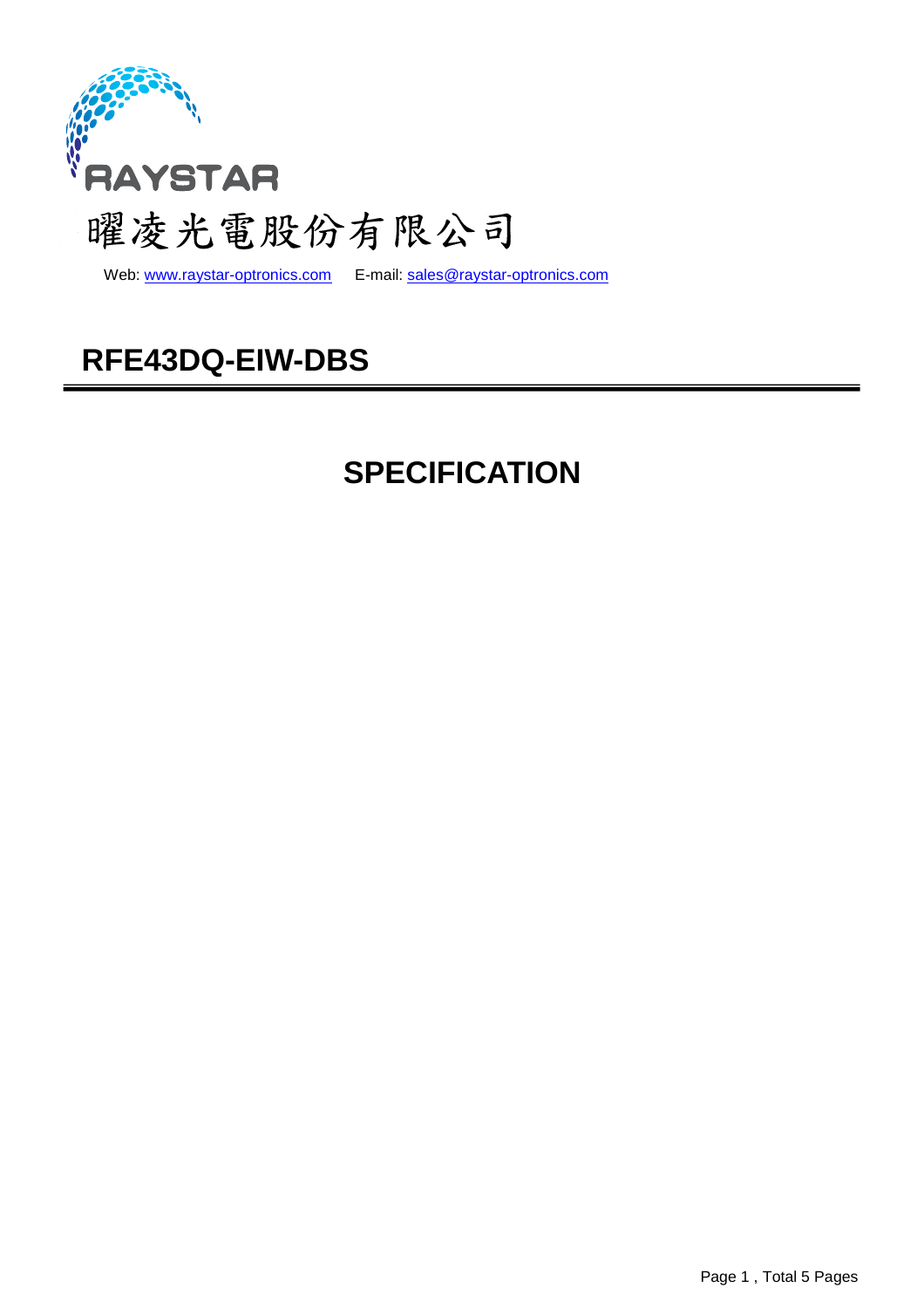RAYSTAR

曜凌光電股份有限公司

Web: www.raystar-optronics.com E-mail: sales@raystar-optronics.com

# RFE43DQ-EIW-DBS

---

# SPECIFICATION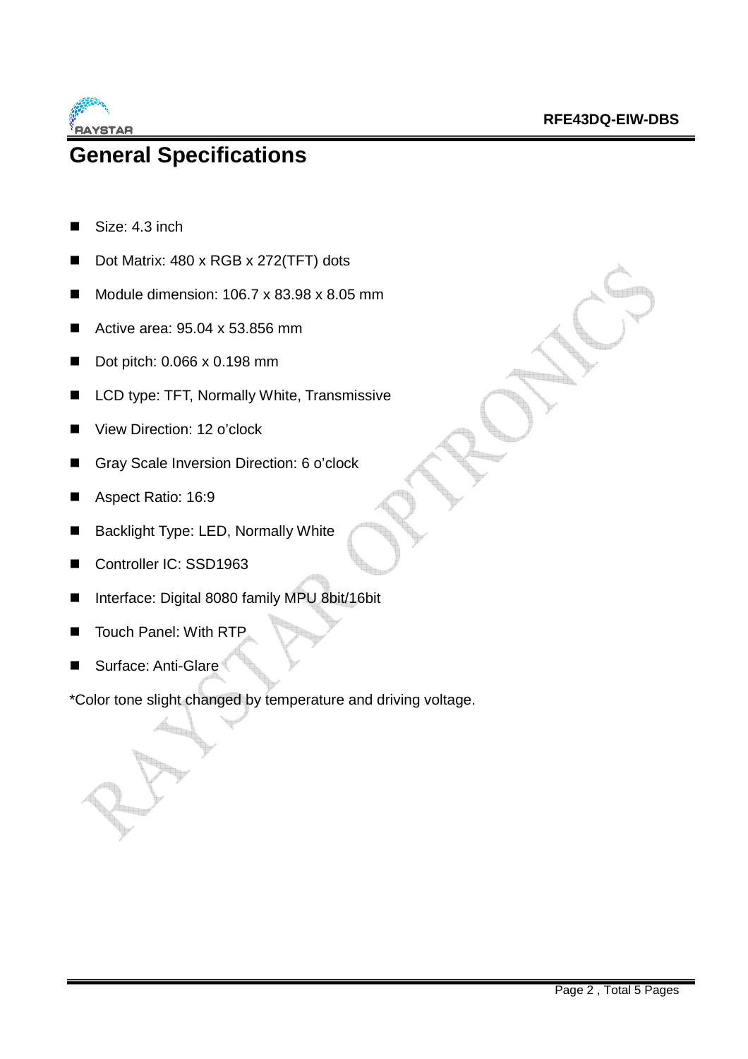# General Specifications

- Size: 4.3 inch
- Dot Matrix: 480 x RGB x 272(TFT) dots
- Module dimension: 106.7 x 83.98 x 8.05 mm
- Active area: 95.04 x 53.856 mm
- Dot pitch: 0.066 x 0.198 mm
- LCD type: TFT, Normally White, Transmissive
- View Direction: 12 o'clock
- Gray Scale Inversion Direction: 6 o'clock
- Aspect Ratio: 16:9
- Backlight Type: LED, Normally White
- Controller IC: SSD1963
- Interface: Digital 8080 family MPU 8bit/16bit
- Touch Panel: With RTP
- Surface: Anti-Glare

*Color tone slight changed by temperature and driving voltage.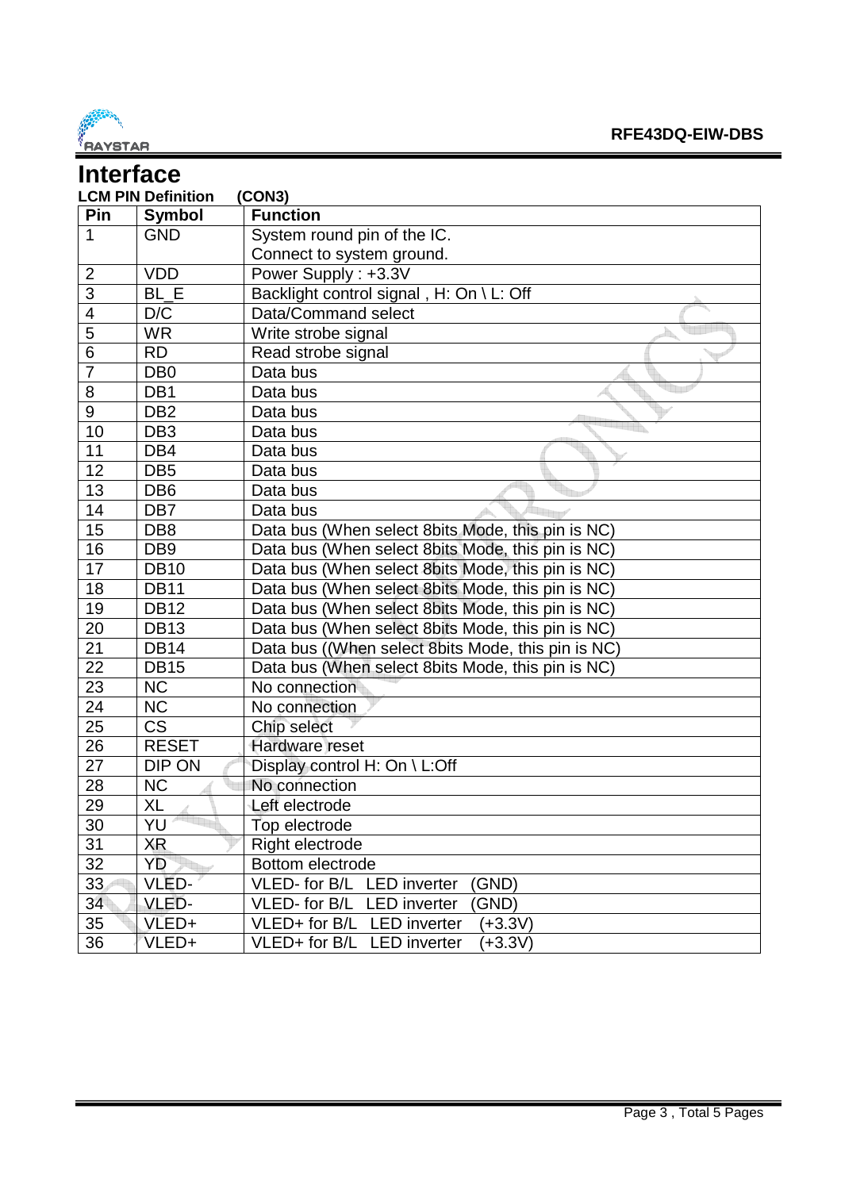# Interface

**LCM PIN Definition (CON3)**

| Pin | Symbol | Function |
|---|---|---|
| 1 | GND | System round pin of the IC.<br>Connect to system ground. |
| 2 | VDD | Power Supply : +3.3V |
| 3 | BL_E | Backlight control signal , H: On \ L: Off |
| 4 | D/C | Data/Command select |
| 5 | WR | Write strobe signal |
| 6 | RD | Read strobe signal |
| 7 | DB0 | Data bus |
| 8 | DB1 | Data bus |
| 9 | DB2 | Data bus |
| 10 | DB3 | Data bus |
| 11 | DB4 | Data bus |
| 12 | DB5 | Data bus |
| 13 | DB6 | Data bus |
| 14 | DB7 | Data bus |
| 15 | DB8 | Data bus (When select 8bits Mode, this pin is NC) |
| 16 | DB9 | Data bus (When select 8bits Mode, this pin is NC) |
| 17 | DB10 | Data bus (When select 8bits Mode, this pin is NC) |
| 18 | DB11 | Data bus (When select 8bits Mode, this pin is NC) |
| 19 | DB12 | Data bus (When select 8bits Mode, this pin is NC) |
| 20 | DB13 | Data bus (When select 8bits Mode, this pin is NC) |
| 21 | DB14 | Data bus ((When select 8bits Mode, this pin is NC) |
| 22 | DB15 | Data bus (When select 8bits Mode, this pin is NC) |
| 23 | NC | No connection |
| 24 | NC | No connection |
| 25 | CS | Chip select |
| 26 | RESET | Hardware reset |
| 27 | DIP ON | Display control H: On \ L:Off |
| 28 | NC | No connection |
| 29 | XL | Left electrode |
| 30 | YU | Top electrode |
| 31 | XR | Right electrode |
| 32 | YD | Bottom electrode |
| 33 | VLED- | VLED- for B/L LED inverter (GND) |
| 34 | VLED- | VLED- for B/L LED inverter (GND) |
| 35 | VLED+ | VLED+ for B/L LED inverter (+3.3V) |
| 36 | VLED+ | VLED+ for B/L LED inverter (+3.3V) |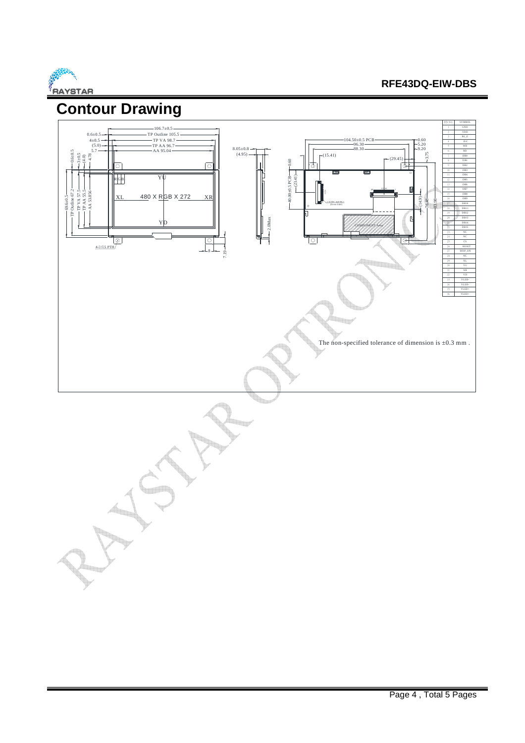# Contour Drawing

| PIN NO. | SYMBOL |
|---|---|
| 1 | GND |
| 2 | VDD |
| 3 | BL_E |
| 4 | D/C |
| 5 | WR |
| 6 | RD |
| 7 | DB0 |
| 8 | DB1 |
| 9 | DB2 |
| 10 | DB3 |
| 11 | DB4 |
| 12 | DB5 |
| 13 | DB6 |
| 14 | DB7 |
| 15 | DB8 |
| 16 | DB9 |
| 17 | DB10 |
| 18 | DB11 |
| 19 | DB12 |
| 20 | DB13 |
| 21 | DB14 |
| 22 | DB15 |
| 23 | NC |
| 24 | NC |
| 25 | CS |
| 26 | RESET |
| 27 | DISP_ON |
| 28 | NC |
| 29 | XL |
| 30 | YU |
| 31 | XR |
| 32 | YD |
| 33 | VLED- |
| 34 | VLED- |
| 35 | VLED+ |
| 36 | VLED+ |

The non-specified tolerance of dimension is ±0.3 mm .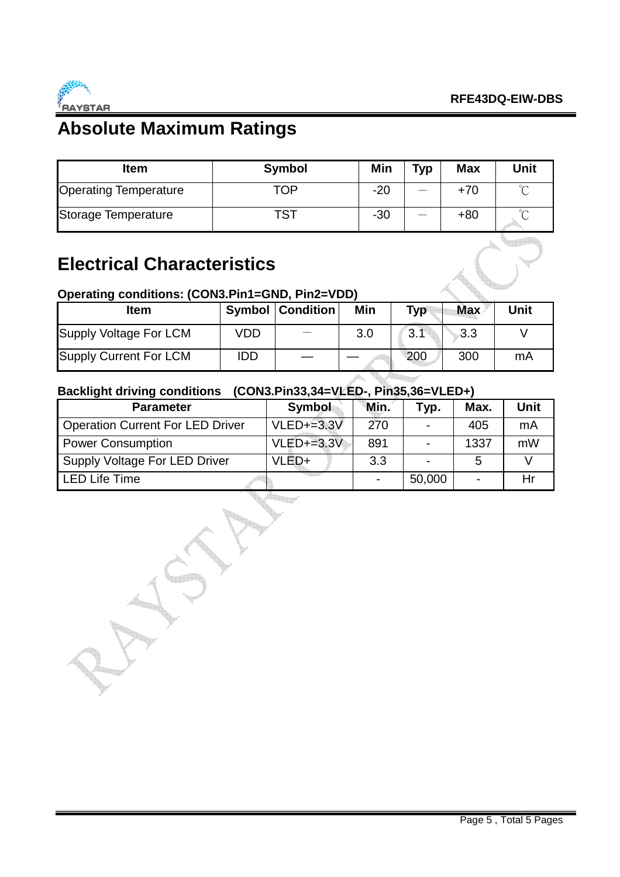# Absolute Maximum Ratings

| Item | Symbol | Min | Typ | Max | Unit |
|---|---|---|---|---|---|
| Operating Temperature | TOP | -20 | — | +70 | ℃ |
| Storage Temperature | TST | -30 | — | +80 | ℃ |

# Electrical Characteristics

**Operating conditions: (CON3.Pin1=GND, Pin2=VDD)**

| Item | Symbol | Condition | Min | Typ | Max | Unit |
|---|---|---|---|---|---|---|
| Supply Voltage For LCM | VDD | — | 3.0 | 3.1 | 3.3 | V |
| Supply Current For LCM | IDD | — | — | 200 | 300 | mA |

**Backlight driving conditions (CON3.Pin33,34=VLED-, Pin35,36=VLED+)**

| Parameter | Symbol | Min. | Typ. | Max. | Unit |
|---|---|---|---|---|---|
| Operation Current For LED Driver | VLED+=3.3V | 270 | - | 405 | mA |
| Power Consumption | VLED+=3.3V | 891 | - | 1337 | mW |
| Supply Voltage For LED Driver | VLED+ | 3.3 | - | 5 | V |
| LED Life Time | | - | 50,000 | - | Hr |